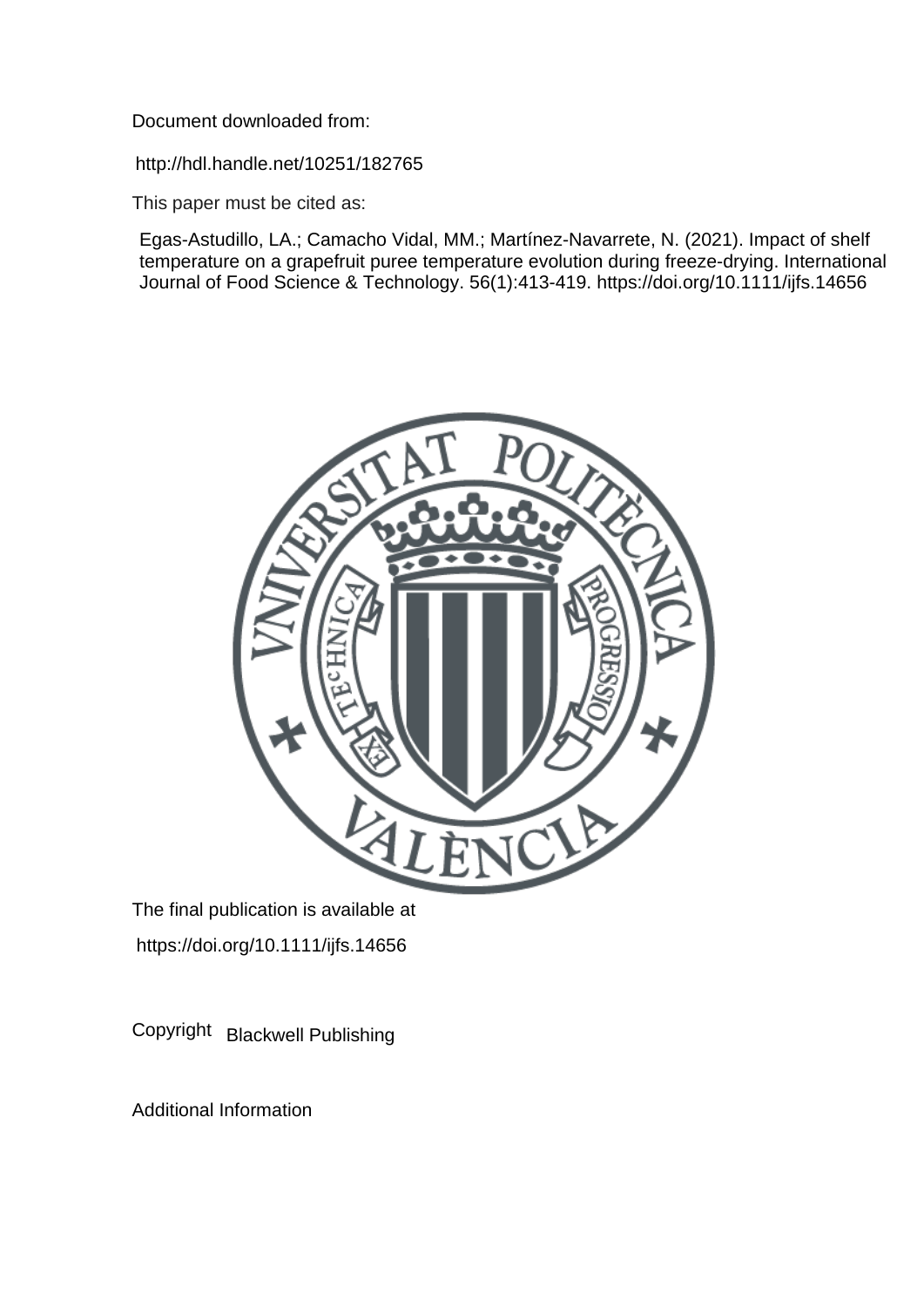Document downloaded from:

http://hdl.handle.net/10251/182765

This paper must be cited as:

Egas-Astudillo, LA.; Camacho Vidal, MM.; Martínez-Navarrete, N. (2021). Impact of shelf temperature on a grapefruit puree temperature evolution during freeze-drying. International Journal of Food Science & Technology. 56(1):413-419. https://doi.org/10.1111/ijfs.14656

The final publication is available at

https://doi.org/10.1111/ijfs.14656

Copyright Blackwell Publishing

Additional Information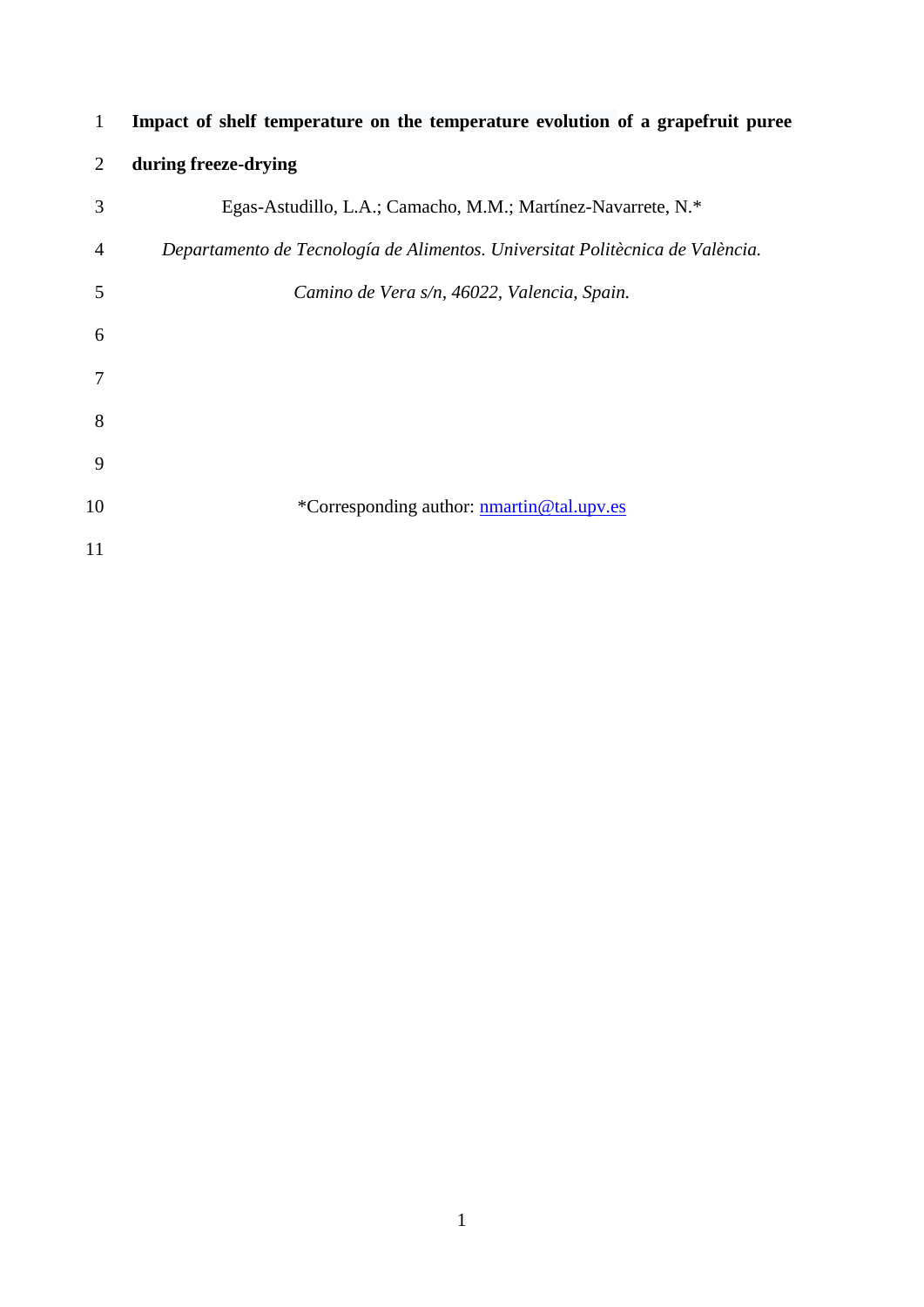# Impact of shelf temperature on the temperature evolution of a grapefruit puree during freeze-drying

Egas-Astudillo, L.A.; Camacho, M.M.; Martínez-Navarrete, N.*

*Departamento de Tecnología de Alimentos. Universitat Politècnica de València.*

*Camino de Vera s/n, 46022, Valencia, Spain.*

*Corresponding author: nmartin@tal.upv.es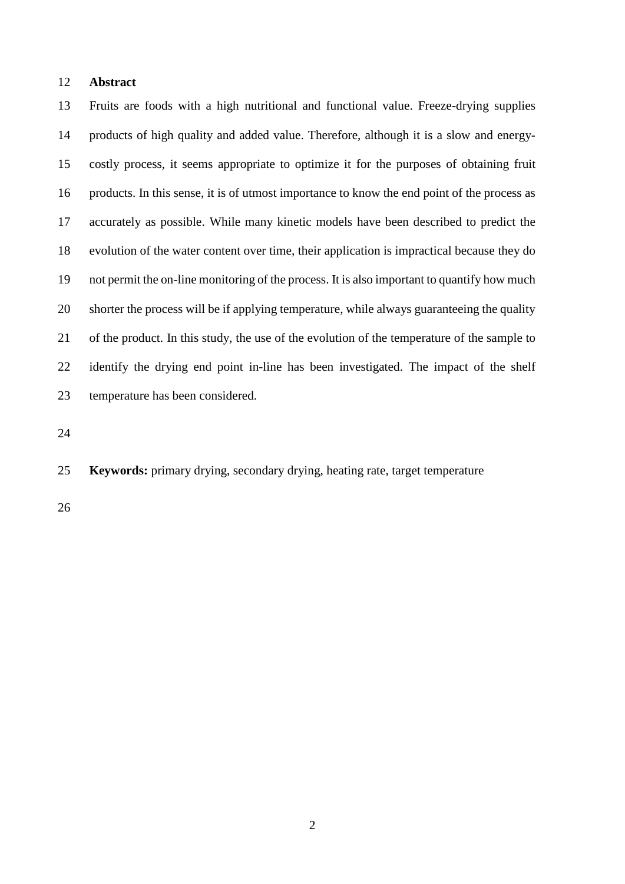## Abstract

Fruits are foods with a high nutritional and functional value. Freeze-drying supplies products of high quality and added value. Therefore, although it is a slow and energy-costly process, it seems appropriate to optimize it for the purposes of obtaining fruit products. In this sense, it is of utmost importance to know the end point of the process as accurately as possible. While many kinetic models have been described to predict the evolution of the water content over time, their application is impractical because they do not permit the on-line monitoring of the process. It is also important to quantify how much shorter the process will be if applying temperature, while always guaranteeing the quality of the product. In this study, the use of the evolution of the temperature of the sample to identify the drying end point in-line has been investigated. The impact of the shelf temperature has been considered.

**Keywords:** primary drying, secondary drying, heating rate, target temperature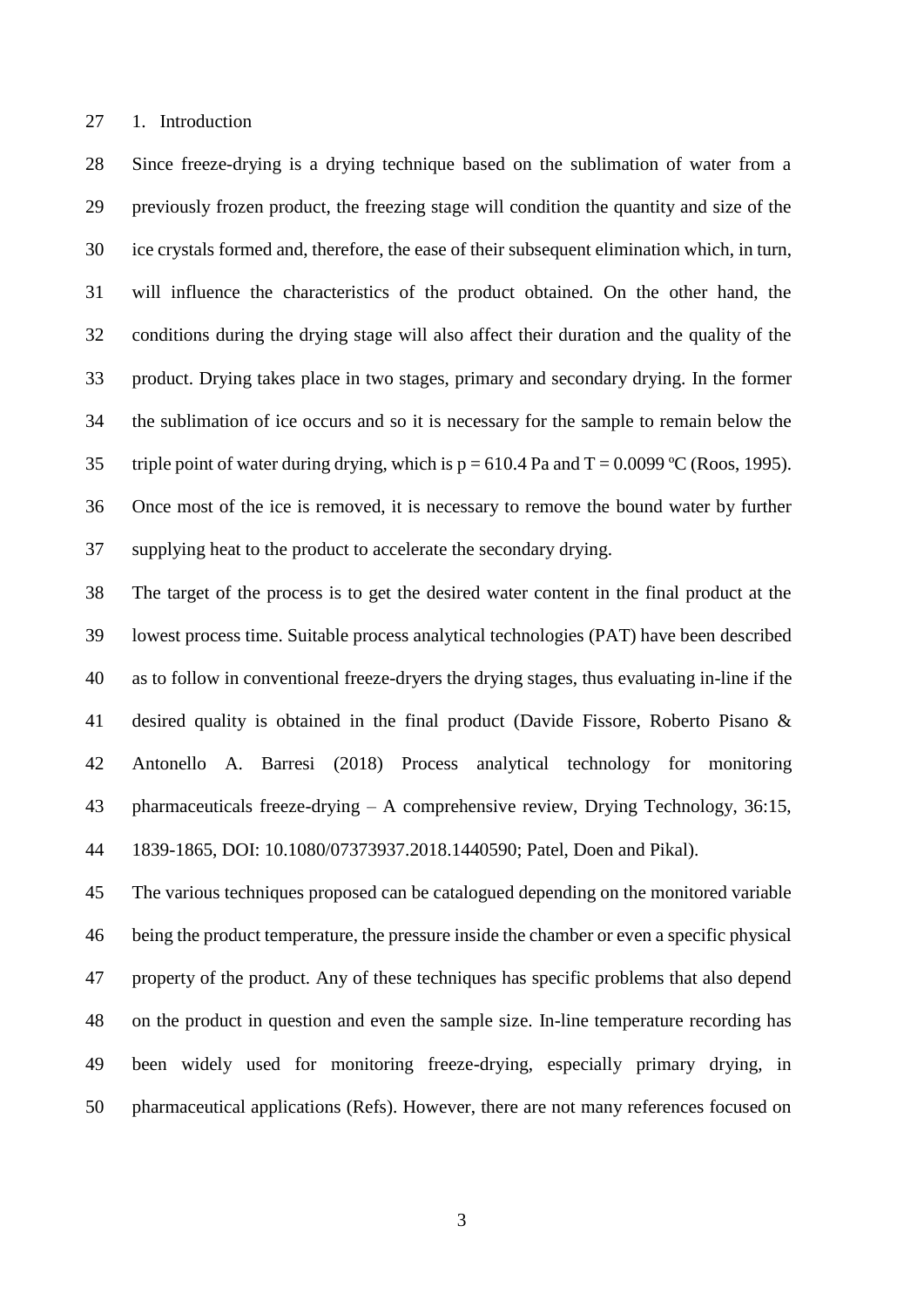## 1. Introduction

Since freeze-drying is a drying technique based on the sublimation of water from a previously frozen product, the freezing stage will condition the quantity and size of the ice crystals formed and, therefore, the ease of their subsequent elimination which, in turn, will influence the characteristics of the product obtained. On the other hand, the conditions during the drying stage will also affect their duration and the quality of the product. Drying takes place in two stages, primary and secondary drying. In the former the sublimation of ice occurs and so it is necessary for the sample to remain below the triple point of water during drying, which is $p = 610.4$ Pa and $T = 0.0099$ ºC (Roos, 1995). Once most of the ice is removed, it is necessary to remove the bound water by further supplying heat to the product to accelerate the secondary drying.

The target of the process is to get the desired water content in the final product at the lowest process time. Suitable process analytical technologies (PAT) have been described as to follow in conventional freeze-dryers the drying stages, thus evaluating in-line if the desired quality is obtained in the final product (Davide Fissore, Roberto Pisano & Antonello A. Barresi (2018) Process analytical technology for monitoring pharmaceuticals freeze-drying – A comprehensive review, Drying Technology, 36:15, 1839-1865, DOI: 10.1080/07373937.2018.1440590; Patel, Doen and Pikal).

The various techniques proposed can be catalogued depending on the monitored variable being the product temperature, the pressure inside the chamber or even a specific physical property of the product. Any of these techniques has specific problems that also depend on the product in question and even the sample size. In-line temperature recording has been widely used for monitoring freeze-drying, especially primary drying, in pharmaceutical applications (Refs). However, there are not many references focused on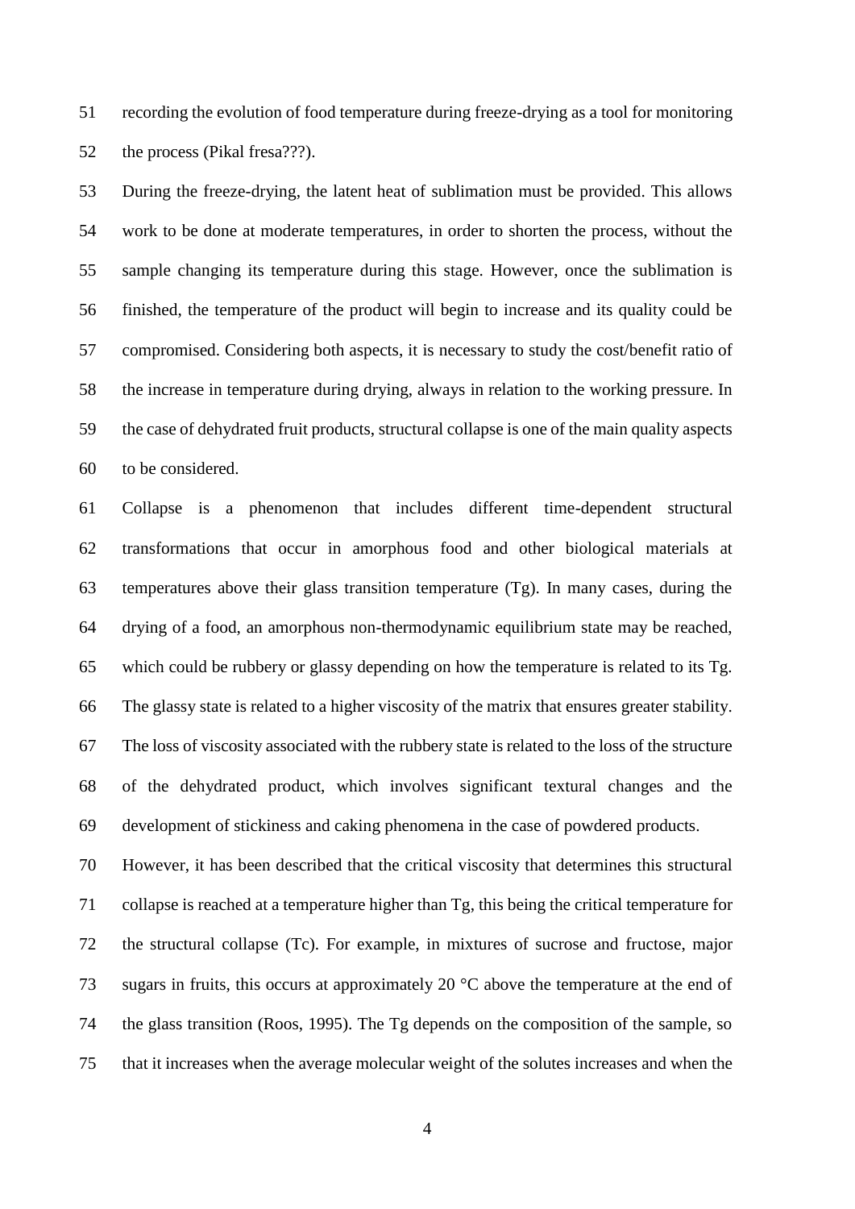recording the evolution of food temperature during freeze-drying as a tool for monitoring the process (Pikal fresa???).

During the freeze-drying, the latent heat of sublimation must be provided. This allows work to be done at moderate temperatures, in order to shorten the process, without the sample changing its temperature during this stage. However, once the sublimation is finished, the temperature of the product will begin to increase and its quality could be compromised. Considering both aspects, it is necessary to study the cost/benefit ratio of the increase in temperature during drying, always in relation to the working pressure. In the case of dehydrated fruit products, structural collapse is one of the main quality aspects to be considered.

Collapse is a phenomenon that includes different time-dependent structural transformations that occur in amorphous food and other biological materials at temperatures above their glass transition temperature (Tg). In many cases, during the drying of a food, an amorphous non-thermodynamic equilibrium state may be reached, which could be rubbery or glassy depending on how the temperature is related to its Tg. The glassy state is related to a higher viscosity of the matrix that ensures greater stability. The loss of viscosity associated with the rubbery state is related to the loss of the structure of the dehydrated product, which involves significant textural changes and the development of stickiness and caking phenomena in the case of powdered products.

However, it has been described that the critical viscosity that determines this structural collapse is reached at a temperature higher than Tg, this being the critical temperature for the structural collapse (Tc). For example, in mixtures of sucrose and fructose, major sugars in fruits, this occurs at approximately 20 °C above the temperature at the end of the glass transition (Roos, 1995). The Tg depends on the composition of the sample, so that it increases when the average molecular weight of the solutes increases and when the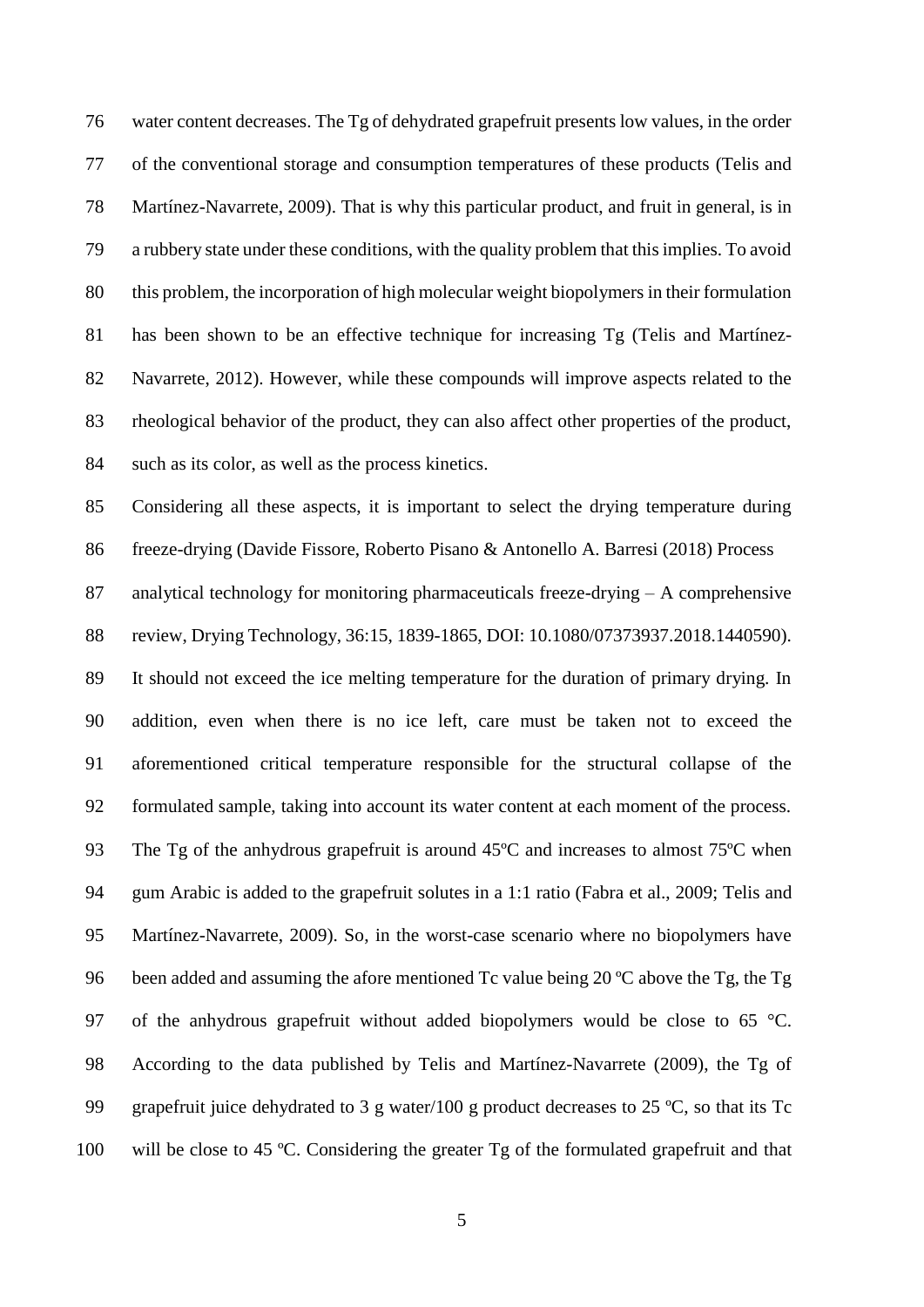water content decreases. The Tg of dehydrated grapefruit presents low values, in the order of the conventional storage and consumption temperatures of these products (Telis and Martínez-Navarrete, 2009). That is why this particular product, and fruit in general, is in a rubbery state under these conditions, with the quality problem that this implies. To avoid this problem, the incorporation of high molecular weight biopolymers in their formulation has been shown to be an effective technique for increasing Tg (Telis and Martínez-Navarrete, 2012). However, while these compounds will improve aspects related to the rheological behavior of the product, they can also affect other properties of the product, such as its color, as well as the process kinetics.

Considering all these aspects, it is important to select the drying temperature during freeze-drying (Davide Fissore, Roberto Pisano & Antonello A. Barresi (2018) Process analytical technology for monitoring pharmaceuticals freeze-drying – A comprehensive review, Drying Technology, 36:15, 1839-1865, DOI: 10.1080/07373937.2018.1440590). It should not exceed the ice melting temperature for the duration of primary drying. In addition, even when there is no ice left, care must be taken not to exceed the aforementioned critical temperature responsible for the structural collapse of the formulated sample, taking into account its water content at each moment of the process. The Tg of the anhydrous grapefruit is around 45ºC and increases to almost 75ºC when gum Arabic is added to the grapefruit solutes in a 1:1 ratio (Fabra et al., 2009; Telis and Martínez-Navarrete, 2009). So, in the worst-case scenario where no biopolymers have been added and assuming the afore mentioned Tc value being 20 ºC above the Tg, the Tg of the anhydrous grapefruit without added biopolymers would be close to 65 °C. According to the data published by Telis and Martínez-Navarrete (2009), the Tg of grapefruit juice dehydrated to 3 g water/100 g product decreases to 25 ºC, so that its Tc will be close to 45 ºC. Considering the greater Tg of the formulated grapefruit and that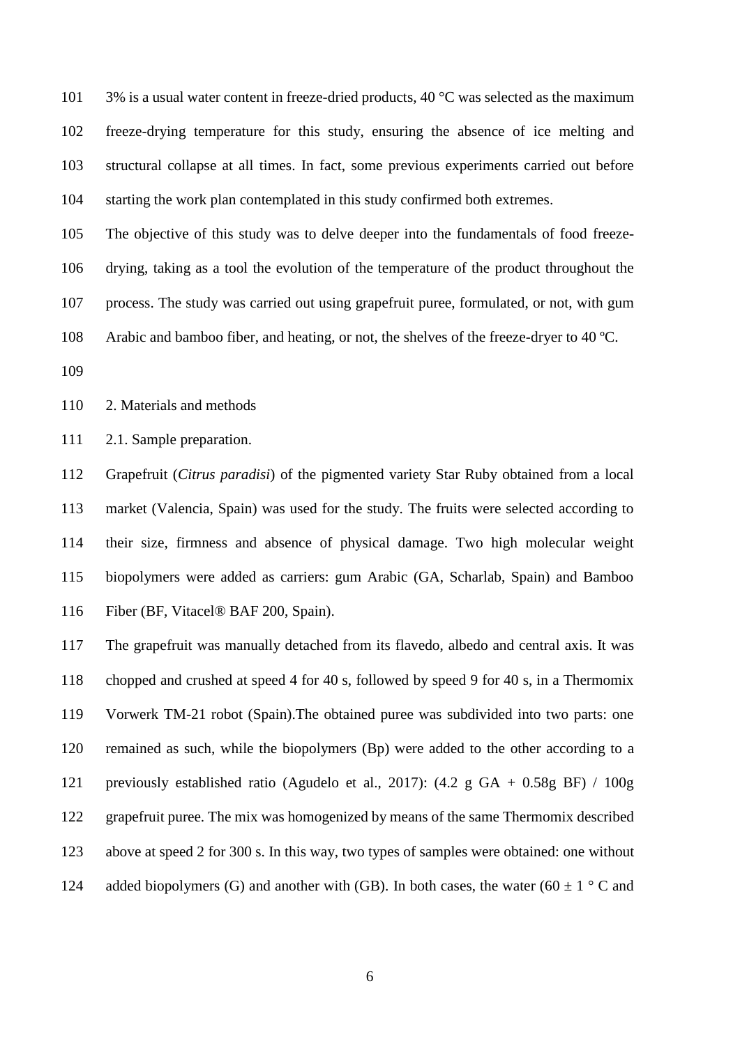3% is a usual water content in freeze-dried products, 40 °C was selected as the maximum freeze-drying temperature for this study, ensuring the absence of ice melting and structural collapse at all times. In fact, some previous experiments carried out before starting the work plan contemplated in this study confirmed both extremes.

The objective of this study was to delve deeper into the fundamentals of food freeze-drying, taking as a tool the evolution of the temperature of the product throughout the process. The study was carried out using grapefruit puree, formulated, or not, with gum Arabic and bamboo fiber, and heating, or not, the shelves of the freeze-dryer to 40 ºC.

## 2. Materials and methods

### 2.1. Sample preparation.

Grapefruit (*Citrus paradisi*) of the pigmented variety Star Ruby obtained from a local market (Valencia, Spain) was used for the study. The fruits were selected according to their size, firmness and absence of physical damage. Two high molecular weight biopolymers were added as carriers: gum Arabic (GA, Scharlab, Spain) and Bamboo Fiber (BF, Vitacel® BAF 200, Spain).

The grapefruit was manually detached from its flavedo, albedo and central axis. It was chopped and crushed at speed 4 for 40 s, followed by speed 9 for 40 s, in a Thermomix Vorwerk TM-21 robot (Spain).The obtained puree was subdivided into two parts: one remained as such, while the biopolymers (Bp) were added to the other according to a previously established ratio (Agudelo et al., 2017): (4.2 g GA + 0.58g BF) / 100g grapefruit puree. The mix was homogenized by means of the same Thermomix described above at speed 2 for 300 s. In this way, two types of samples were obtained: one without added biopolymers (G) and another with (GB). In both cases, the water (60 ± 1 ° C and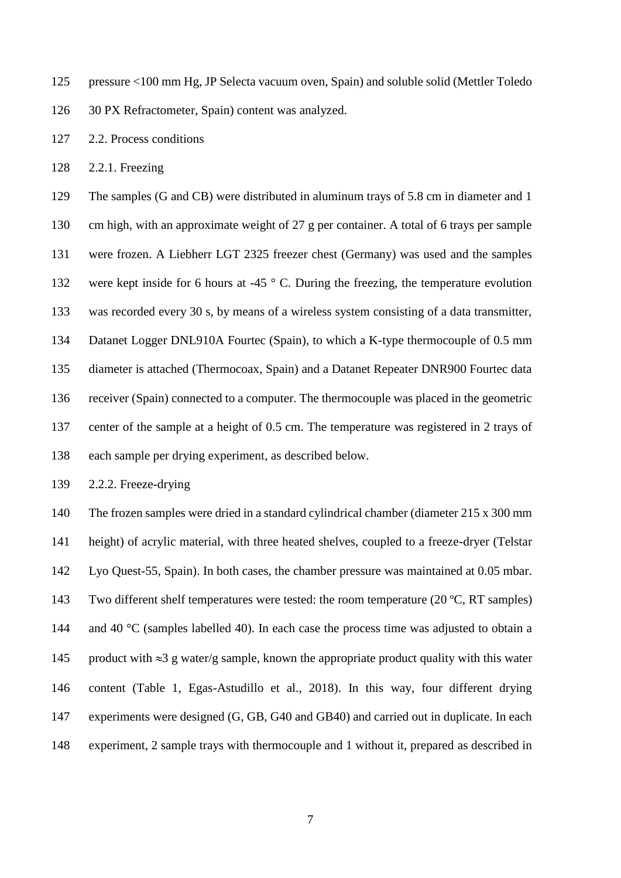pressure <100 mm Hg, JP Selecta vacuum oven, Spain) and soluble solid (Mettler Toledo 30 PX Refractometer, Spain) content was analyzed.

### 2.2. Process conditions

#### 2.2.1. Freezing

The samples (G and CB) were distributed in aluminum trays of 5.8 cm in diameter and 1 cm high, with an approximate weight of 27 g per container. A total of 6 trays per sample were frozen. A Liebherr LGT 2325 freezer chest (Germany) was used and the samples were kept inside for 6 hours at -45 ° C. During the freezing, the temperature evolution was recorded every 30 s, by means of a wireless system consisting of a data transmitter, Datanet Logger DNL910A Fourtec (Spain), to which a K-type thermocouple of 0.5 mm diameter is attached (Thermocoax, Spain) and a Datanet Repeater DNR900 Fourtec data receiver (Spain) connected to a computer. The thermocouple was placed in the geometric center of the sample at a height of 0.5 cm. The temperature was registered in 2 trays of each sample per drying experiment, as described below.

#### 2.2.2. Freeze-drying

The frozen samples were dried in a standard cylindrical chamber (diameter 215 x 300 mm height) of acrylic material, with three heated shelves, coupled to a freeze-dryer (Telstar Lyo Quest-55, Spain). In both cases, the chamber pressure was maintained at 0.05 mbar. Two different shelf temperatures were tested: the room temperature (20 ºC, RT samples) and 40 °C (samples labelled 40). In each case the process time was adjusted to obtain a product with $\approx$3 g water/g sample, known the appropriate product quality with this water content (Table 1, Egas-Astudillo et al., 2018). In this way, four different drying experiments were designed (G, GB, G40 and GB40) and carried out in duplicate. In each experiment, 2 sample trays with thermocouple and 1 without it, prepared as described in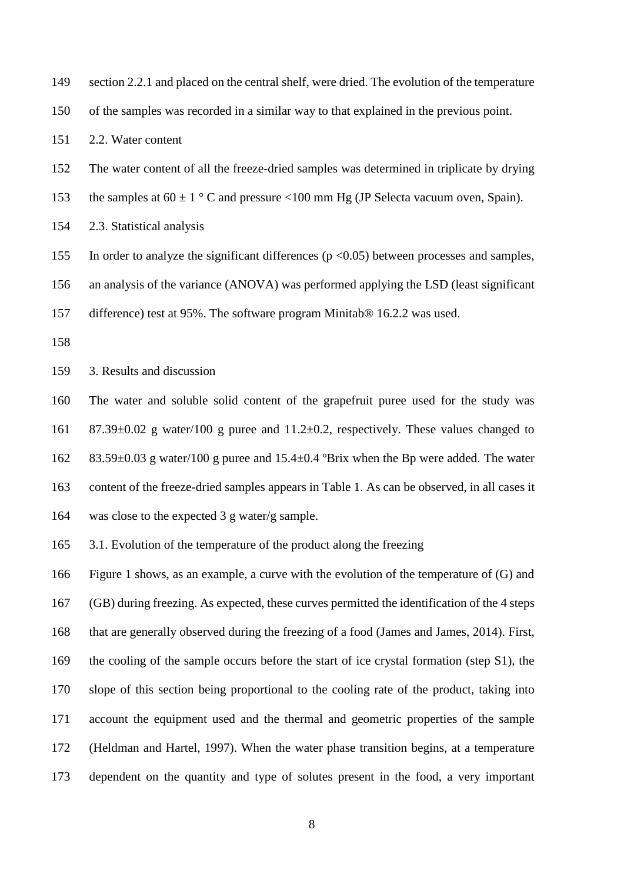section 2.2.1 and placed on the central shelf, were dried. The evolution of the temperature of the samples was recorded in a similar way to that explained in the previous point.

## 2.2. Water content

The water content of all the freeze-dried samples was determined in triplicate by drying the samples at $60 \pm 1$ ° C and pressure <100 mm Hg (JP Selecta vacuum oven, Spain).

## 2.3. Statistical analysis

In order to analyze the significant differences ($p < 0.05$) between processes and samples, an analysis of the variance (ANOVA) was performed applying the LSD (least significant difference) test at 95%. The software program Minitab® 16.2.2 was used.

# 3. Results and discussion

The water and soluble solid content of the grapefruit puree used for the study was $87.39 \pm 0.02$ g water/100 g puree and $11.2 \pm 0.2$, respectively. These values changed to $83.59 \pm 0.03$ g water/100 g puree and $15.4 \pm 0.4$ ºBrix when the Bp were added. The water content of the freeze-dried samples appears in Table 1. As can be observed, in all cases it was close to the expected 3 g water/g sample.

## 3.1. Evolution of the temperature of the product along the freezing

Figure 1 shows, as an example, a curve with the evolution of the temperature of (G) and (GB) during freezing. As expected, these curves permitted the identification of the 4 steps that are generally observed during the freezing of a food (James and James, 2014). First, the cooling of the sample occurs before the start of ice crystal formation (step S1), the slope of this section being proportional to the cooling rate of the product, taking into account the equipment used and the thermal and geometric properties of the sample (Heldman and Hartel, 1997). When the water phase transition begins, at a temperature dependent on the quantity and type of solutes present in the food, a very important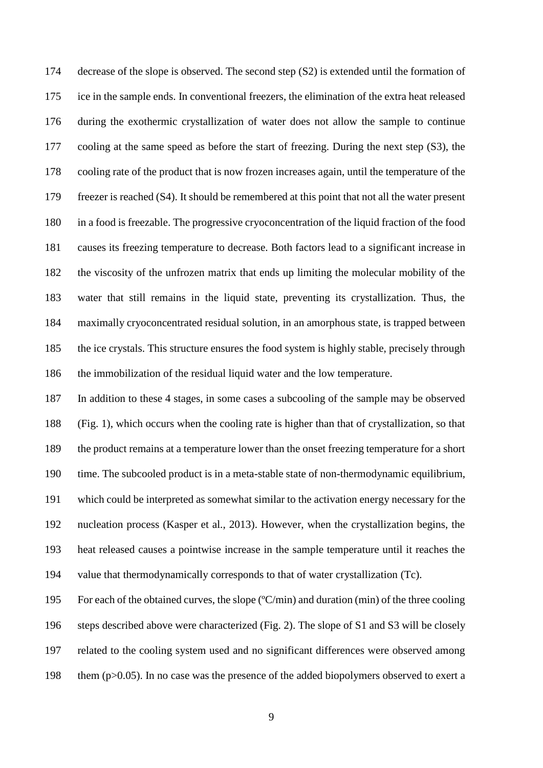decrease of the slope is observed. The second step (S2) is extended until the formation of ice in the sample ends. In conventional freezers, the elimination of the extra heat released during the exothermic crystallization of water does not allow the sample to continue cooling at the same speed as before the start of freezing. During the next step (S3), the cooling rate of the product that is now frozen increases again, until the temperature of the freezer is reached (S4). It should be remembered at this point that not all the water present in a food is freezable. The progressive cryoconcentration of the liquid fraction of the food causes its freezing temperature to decrease. Both factors lead to a significant increase in the viscosity of the unfrozen matrix that ends up limiting the molecular mobility of the water that still remains in the liquid state, preventing its crystallization. Thus, the maximally cryoconcentrated residual solution, in an amorphous state, is trapped between the ice crystals. This structure ensures the food system is highly stable, precisely through the immobilization of the residual liquid water and the low temperature.

In addition to these 4 stages, in some cases a subcooling of the sample may be observed (Fig. 1), which occurs when the cooling rate is higher than that of crystallization, so that the product remains at a temperature lower than the onset freezing temperature for a short time. The subcooled product is in a meta-stable state of non-thermodynamic equilibrium, which could be interpreted as somewhat similar to the activation energy necessary for the nucleation process (Kasper et al., 2013). However, when the crystallization begins, the heat released causes a pointwise increase in the sample temperature until it reaches the value that thermodynamically corresponds to that of water crystallization (Tc).

For each of the obtained curves, the slope (ºC/min) and duration (min) of the three cooling steps described above were characterized (Fig. 2). The slope of S1 and S3 will be closely related to the cooling system used and no significant differences were observed among them ($p>0.05$). In no case was the presence of the added biopolymers observed to exert a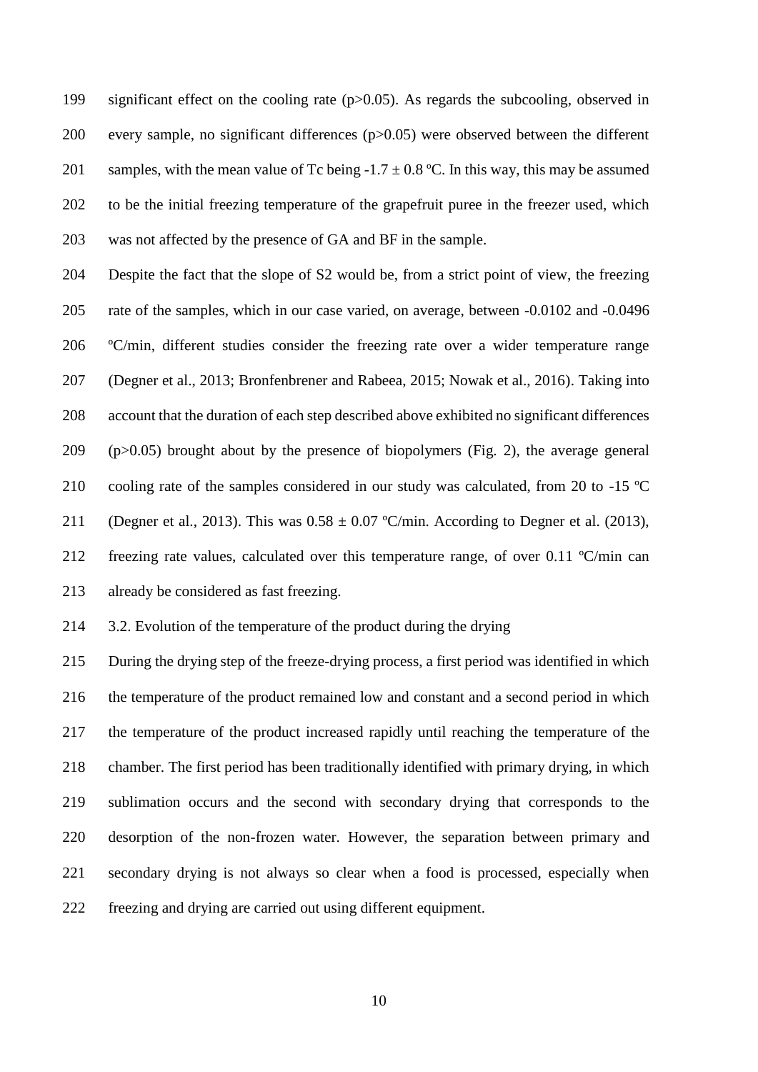significant effect on the cooling rate ($p>0.05$). As regards the subcooling, observed in every sample, no significant differences ($p>0.05$) were observed between the different samples, with the mean value of Tc being -1.7 ± 0.8 ºC. In this way, this may be assumed to be the initial freezing temperature of the grapefruit puree in the freezer used, which was not affected by the presence of GA and BF in the sample.

Despite the fact that the slope of S2 would be, from a strict point of view, the freezing rate of the samples, which in our case varied, on average, between -0.0102 and -0.0496 ºC/min, different studies consider the freezing rate over a wider temperature range (Degner et al., 2013; Bronfenbrener and Rabeea, 2015; Nowak et al., 2016). Taking into account that the duration of each step described above exhibited no significant differences ($p>0.05$) brought about by the presence of biopolymers (Fig. 2), the average general cooling rate of the samples considered in our study was calculated, from 20 to -15 ºC (Degner et al., 2013). This was 0.58 ± 0.07 ºC/min. According to Degner et al. (2013), freezing rate values, calculated over this temperature range, of over 0.11 ºC/min can already be considered as fast freezing.

### 3.2. Evolution of the temperature of the product during the drying

During the drying step of the freeze-drying process, a first period was identified in which the temperature of the product remained low and constant and a second period in which the temperature of the product increased rapidly until reaching the temperature of the chamber. The first period has been traditionally identified with primary drying, in which sublimation occurs and the second with secondary drying that corresponds to the desorption of the non-frozen water. However, the separation between primary and secondary drying is not always so clear when a food is processed, especially when freezing and drying are carried out using different equipment.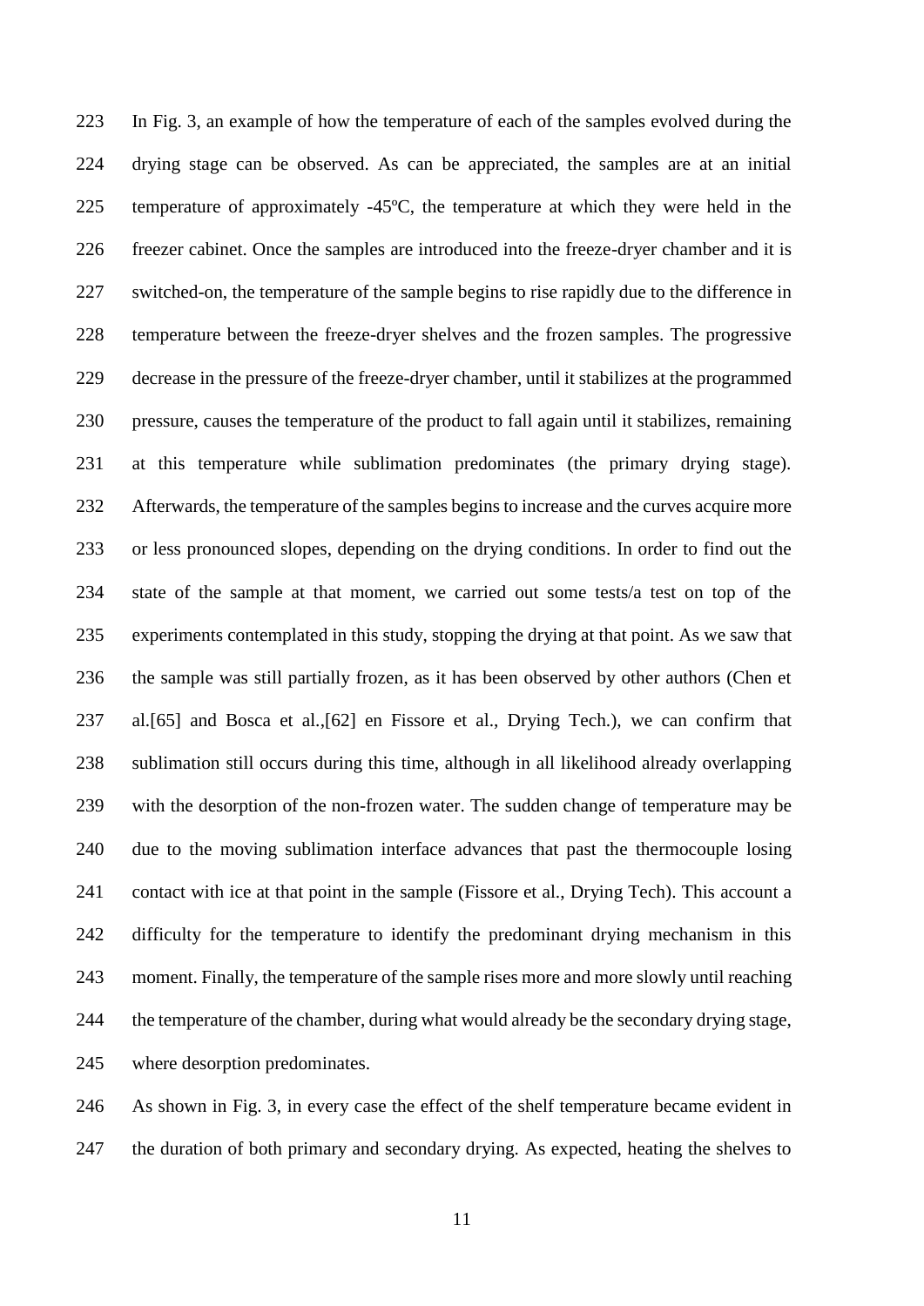In Fig. 3, an example of how the temperature of each of the samples evolved during the drying stage can be observed. As can be appreciated, the samples are at an initial temperature of approximately -45ºC, the temperature at which they were held in the freezer cabinet. Once the samples are introduced into the freeze-dryer chamber and it is switched-on, the temperature of the sample begins to rise rapidly due to the difference in temperature between the freeze-dryer shelves and the frozen samples. The progressive decrease in the pressure of the freeze-dryer chamber, until it stabilizes at the programmed pressure, causes the temperature of the product to fall again until it stabilizes, remaining at this temperature while sublimation predominates (the primary drying stage). Afterwards, the temperature of the samples begins to increase and the curves acquire more or less pronounced slopes, depending on the drying conditions. In order to find out the state of the sample at that moment, we carried out some tests/a test on top of the experiments contemplated in this study, stopping the drying at that point. As we saw that the sample was still partially frozen, as it has been observed by other authors (Chen et al.[65] and Bosca et al.,[62] en Fissore et al., Drying Tech.), we can confirm that sublimation still occurs during this time, although in all likelihood already overlapping with the desorption of the non-frozen water. The sudden change of temperature may be due to the moving sublimation interface advances that past the thermocouple losing contact with ice at that point in the sample (Fissore et al., Drying Tech). This account a difficulty for the temperature to identify the predominant drying mechanism in this moment. Finally, the temperature of the sample rises more and more slowly until reaching the temperature of the chamber, during what would already be the secondary drying stage, where desorption predominates.

As shown in Fig. 3, in every case the effect of the shelf temperature became evident in the duration of both primary and secondary drying. As expected, heating the shelves to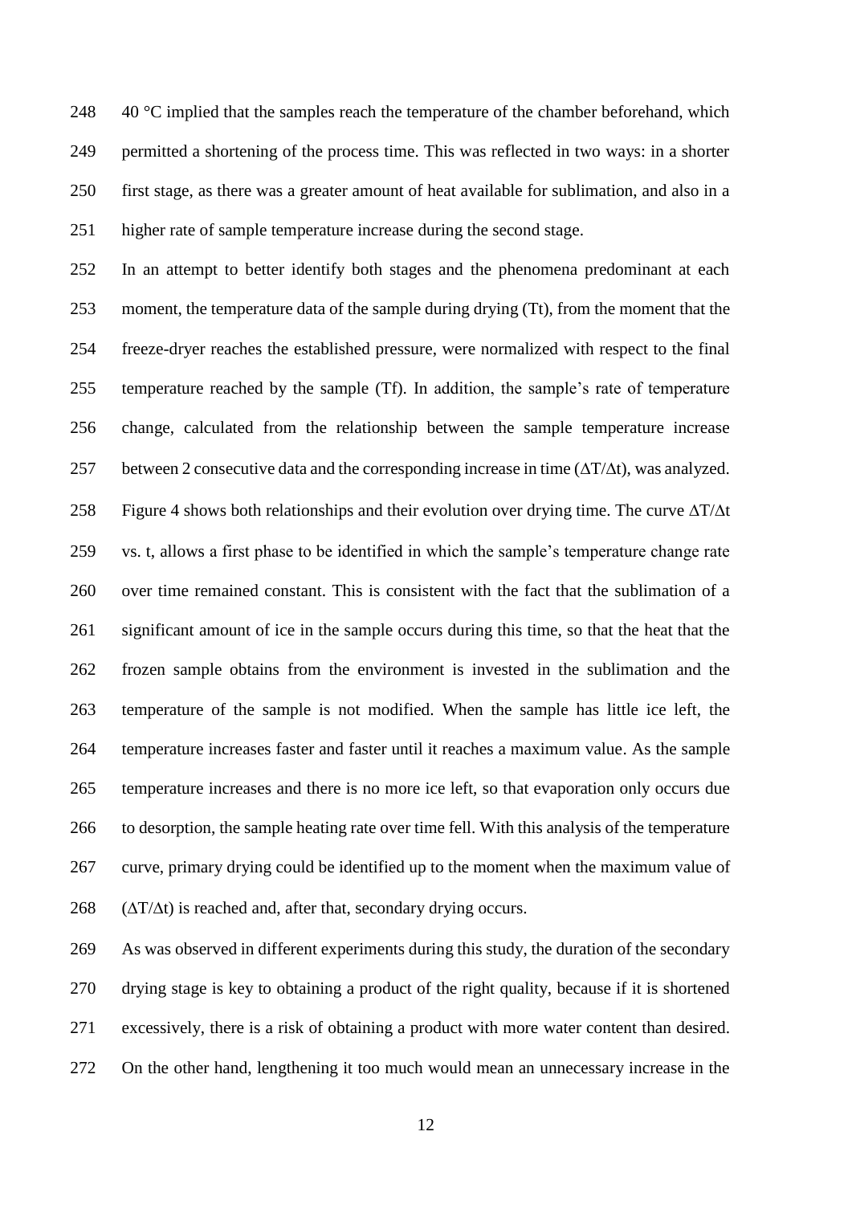40 °C implied that the samples reach the temperature of the chamber beforehand, which permitted a shortening of the process time. This was reflected in two ways: in a shorter first stage, as there was a greater amount of heat available for sublimation, and also in a higher rate of sample temperature increase during the second stage.

In an attempt to better identify both stages and the phenomena predominant at each moment, the temperature data of the sample during drying (Tt), from the moment that the freeze-dryer reaches the established pressure, were normalized with respect to the final temperature reached by the sample (Tf). In addition, the sample's rate of temperature change, calculated from the relationship between the sample temperature increase between 2 consecutive data and the corresponding increase in time ($\Delta T/\Delta t$), was analyzed. Figure 4 shows both relationships and their evolution over drying time. The curve $\Delta T/\Delta t$ vs. t, allows a first phase to be identified in which the sample's temperature change rate over time remained constant. This is consistent with the fact that the sublimation of a significant amount of ice in the sample occurs during this time, so that the heat that the frozen sample obtains from the environment is invested in the sublimation and the temperature of the sample is not modified. When the sample has little ice left, the temperature increases faster and faster until it reaches a maximum value. As the sample temperature increases and there is no more ice left, so that evaporation only occurs due to desorption, the sample heating rate over time fell. With this analysis of the temperature curve, primary drying could be identified up to the moment when the maximum value of ($\Delta T/\Delta t$) is reached and, after that, secondary drying occurs.

As was observed in different experiments during this study, the duration of the secondary drying stage is key to obtaining a product of the right quality, because if it is shortened excessively, there is a risk of obtaining a product with more water content than desired. On the other hand, lengthening it too much would mean an unnecessary increase in the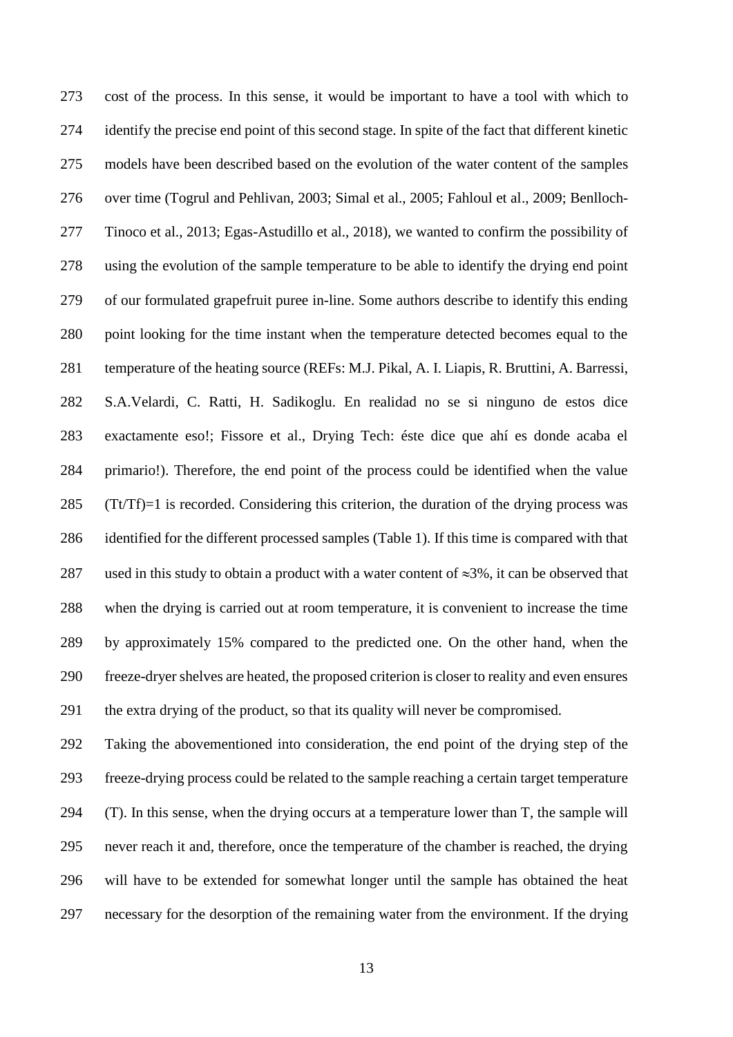cost of the process. In this sense, it would be important to have a tool with which to identify the precise end point of this second stage. In spite of the fact that different kinetic models have been described based on the evolution of the water content of the samples over time (Togrul and Pehlivan, 2003; Simal et al., 2005; Fahloul et al., 2009; Benlloch-Tinoco et al., 2013; Egas-Astudillo et al., 2018), we wanted to confirm the possibility of using the evolution of the sample temperature to be able to identify the drying end point of our formulated grapefruit puree in-line. Some authors describe to identify this ending point looking for the time instant when the temperature detected becomes equal to the temperature of the heating source (REFs: M.J. Pikal, A. I. Liapis, R. Bruttini, A. Barressi, S.A.Velardi, C. Ratti, H. Sadikoglu. En realidad no se si ninguno de estos dice exactamente eso!; Fissore et al., Drying Tech: éste dice que ahí es donde acaba el primario!). Therefore, the end point of the process could be identified when the value $(T_t/T_f)=1$ is recorded. Considering this criterion, the duration of the drying process was identified for the different processed samples (Table 1). If this time is compared with that used in this study to obtain a product with a water content of $\approx$3%, it can be observed that when the drying is carried out at room temperature, it is convenient to increase the time by approximately 15% compared to the predicted one. On the other hand, when the freeze-dryer shelves are heated, the proposed criterion is closer to reality and even ensures the extra drying of the product, so that its quality will never be compromised.

Taking the abovementioned into consideration, the end point of the drying step of the freeze-drying process could be related to the sample reaching a certain target temperature (T). In this sense, when the drying occurs at a temperature lower than T, the sample will never reach it and, therefore, once the temperature of the chamber is reached, the drying will have to be extended for somewhat longer until the sample has obtained the heat necessary for the desorption of the remaining water from the environment. If the drying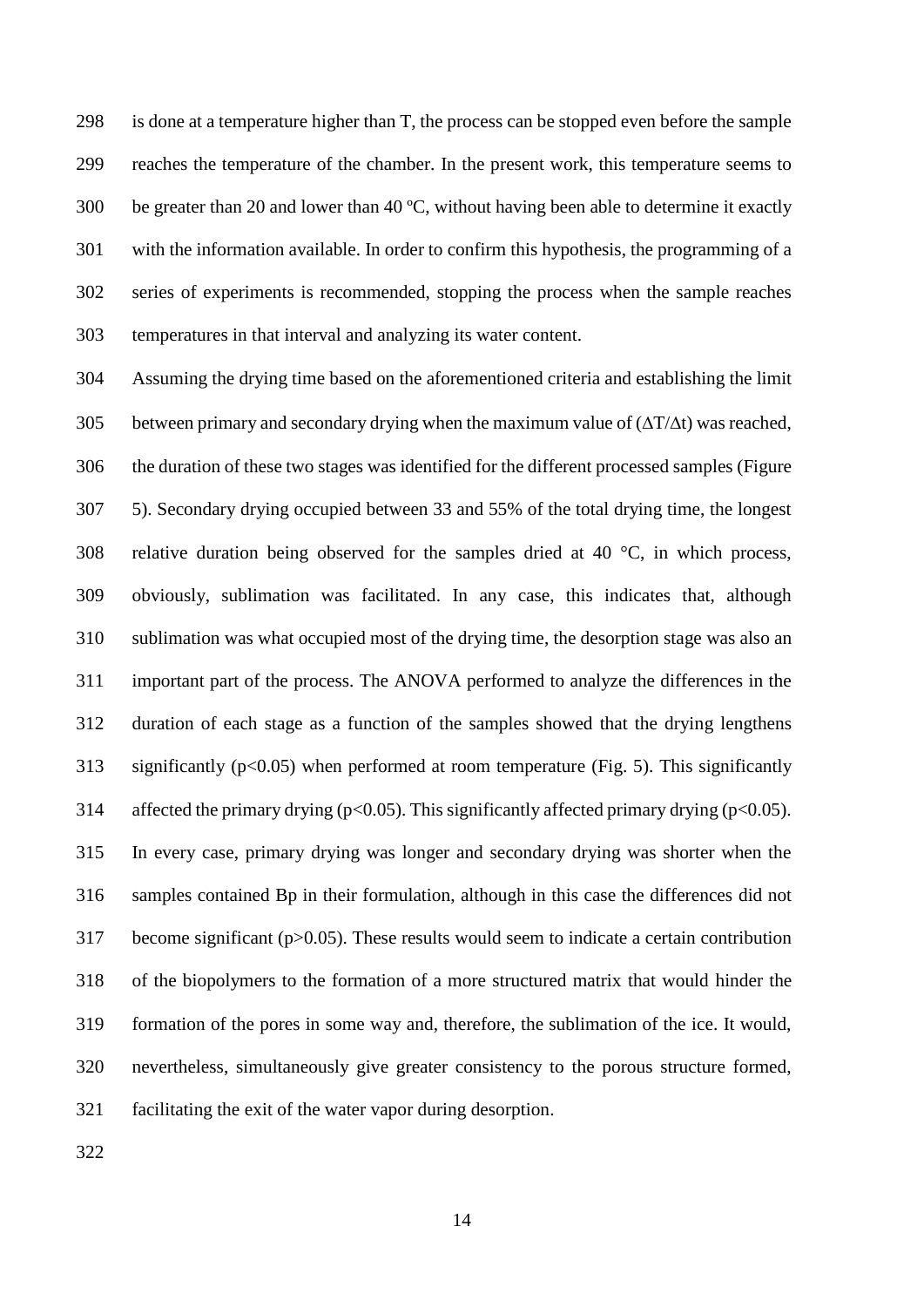is done at a temperature higher than T, the process can be stopped even before the sample reaches the temperature of the chamber. In the present work, this temperature seems to be greater than 20 and lower than 40 ºC, without having been able to determine it exactly with the information available. In order to confirm this hypothesis, the programming of a series of experiments is recommended, stopping the process when the sample reaches temperatures in that interval and analyzing its water content.

Assuming the drying time based on the aforementioned criteria and establishing the limit between primary and secondary drying when the maximum value of ($\Delta T/\Delta t$) was reached, the duration of these two stages was identified for the different processed samples (Figure 5). Secondary drying occupied between 33 and 55% of the total drying time, the longest relative duration being observed for the samples dried at 40 °C, in which process, obviously, sublimation was facilitated. In any case, this indicates that, although sublimation was what occupied most of the drying time, the desorption stage was also an important part of the process. The ANOVA performed to analyze the differences in the duration of each stage as a function of the samples showed that the drying lengthens significantly ($p<0.05$) when performed at room temperature (Fig. 5). This significantly affected the primary drying ($p<0.05$). This significantly affected primary drying ($p<0.05$). In every case, primary drying was longer and secondary drying was shorter when the samples contained Bp in their formulation, although in this case the differences did not become significant ($p>0.05$). These results would seem to indicate a certain contribution of the biopolymers to the formation of a more structured matrix that would hinder the formation of the pores in some way and, therefore, the sublimation of the ice. It would, nevertheless, simultaneously give greater consistency to the porous structure formed, facilitating the exit of the water vapor during desorption.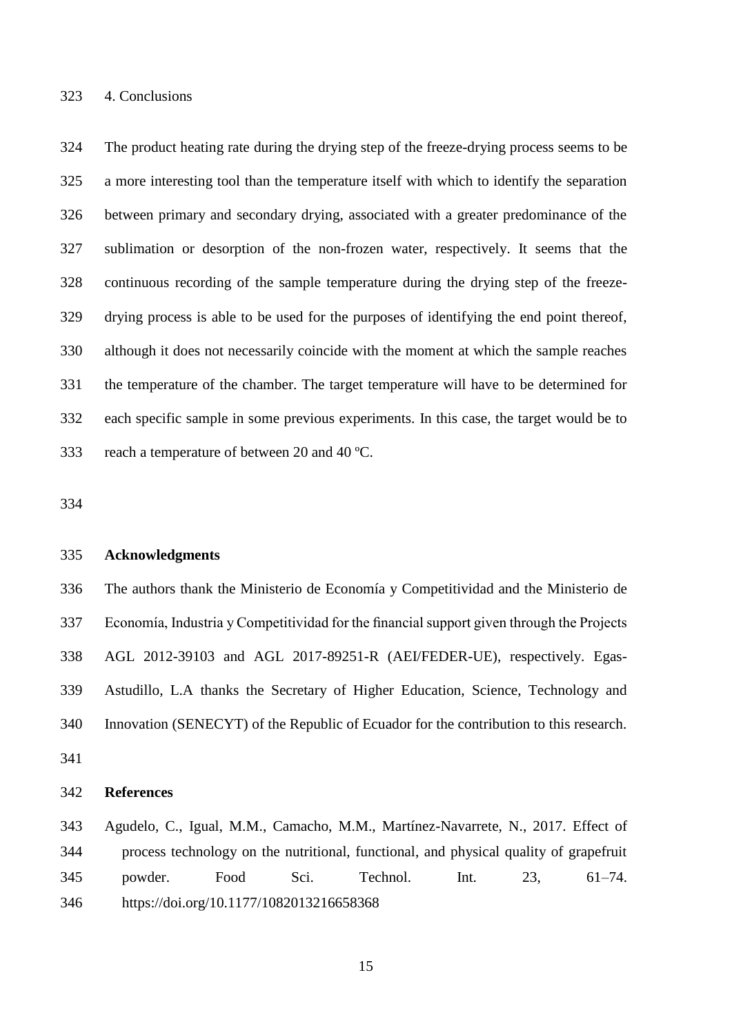## 4. Conclusions

The product heating rate during the drying step of the freeze-drying process seems to be a more interesting tool than the temperature itself with which to identify the separation between primary and secondary drying, associated with a greater predominance of the sublimation or desorption of the non-frozen water, respectively. It seems that the continuous recording of the sample temperature during the drying step of the freeze-drying process is able to be used for the purposes of identifying the end point thereof, although it does not necessarily coincide with the moment at which the sample reaches the temperature of the chamber. The target temperature will have to be determined for each specific sample in some previous experiments. In this case, the target would be to reach a temperature of between 20 and 40 ºC.

## Acknowledgments

The authors thank the Ministerio de Economía y Competitividad and the Ministerio de Economía, Industria y Competitividad for the financial support given through the Projects AGL 2012-39103 and AGL 2017-89251-R (AEI/FEDER-UE), respectively. Egas-Astudillo, L.A thanks the Secretary of Higher Education, Science, Technology and Innovation (SENECYT) of the Republic of Ecuador for the contribution to this research.

## References

Agudelo, C., Igual, M.M., Camacho, M.M., Martínez-Navarrete, N., 2017. Effect of process technology on the nutritional, functional, and physical quality of grapefruit powder. Food Sci. Technol. Int. 23, 61–74. https://doi.org/10.1177/1082013216658368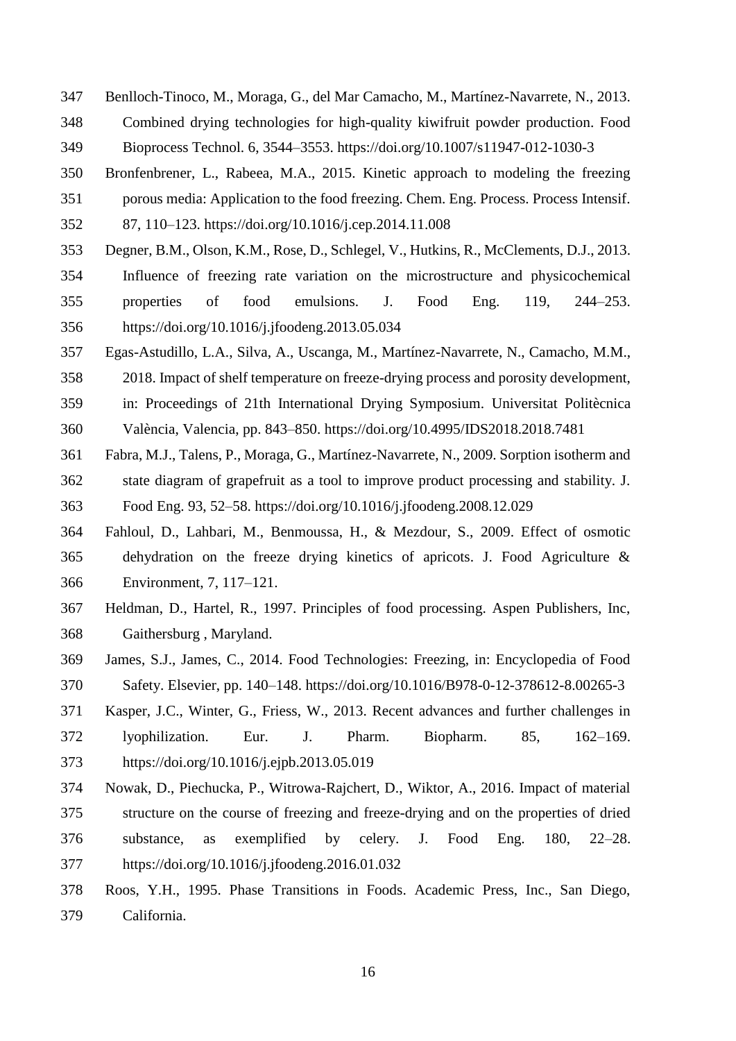Benlloch-Tinoco, M., Moraga, G., del Mar Camacho, M., Martínez-Navarrete, N., 2013. Combined drying technologies for high-quality kiwifruit powder production. Food Bioprocess Technol. 6, 3544–3553. https://doi.org/10.1007/s11947-012-1030-3

Bronfenbrener, L., Rabeea, M.A., 2015. Kinetic approach to modeling the freezing porous media: Application to the food freezing. Chem. Eng. Process. Process Intensif. 87, 110–123. https://doi.org/10.1016/j.cep.2014.11.008

Degner, B.M., Olson, K.M., Rose, D., Schlegel, V., Hutkins, R., McClements, D.J., 2013. Influence of freezing rate variation on the microstructure and physicochemical properties of food emulsions. J. Food Eng. 119, 244–253. https://doi.org/10.1016/j.jfoodeng.2013.05.034

Egas-Astudillo, L.A., Silva, A., Uscanga, M., Martínez-Navarrete, N., Camacho, M.M., 2018. Impact of shelf temperature on freeze-drying process and porosity development, in: Proceedings of 21th International Drying Symposium. Universitat Politècnica València, Valencia, pp. 843–850. https://doi.org/10.4995/IDS2018.2018.7481

Fabra, M.J., Talens, P., Moraga, G., Martínez-Navarrete, N., 2009. Sorption isotherm and state diagram of grapefruit as a tool to improve product processing and stability. J. Food Eng. 93, 52–58. https://doi.org/10.1016/j.jfoodeng.2008.12.029

Fahloul, D., Lahbari, M., Benmoussa, H., & Mezdour, S., 2009. Effect of osmotic dehydration on the freeze drying kinetics of apricots. J. Food Agriculture & Environment, 7, 117–121.

Heldman, D., Hartel, R., 1997. Principles of food processing. Aspen Publishers, Inc, Gaithersburg , Maryland.

James, S.J., James, C., 2014. Food Technologies: Freezing, in: Encyclopedia of Food Safety. Elsevier, pp. 140–148. https://doi.org/10.1016/B978-0-12-378612-8.00265-3

Kasper, J.C., Winter, G., Friess, W., 2013. Recent advances and further challenges in lyophilization. Eur. J. Pharm. Biopharm. 85, 162–169. https://doi.org/10.1016/j.ejpb.2013.05.019

Nowak, D., Piechucka, P., Witrowa-Rajchert, D., Wiktor, A., 2016. Impact of material structure on the course of freezing and freeze-drying and on the properties of dried substance, as exemplified by celery. J. Food Eng. 180, 22–28. https://doi.org/10.1016/j.jfoodeng.2016.01.032

Roos, Y.H., 1995. Phase Transitions in Foods. Academic Press, Inc., San Diego, California.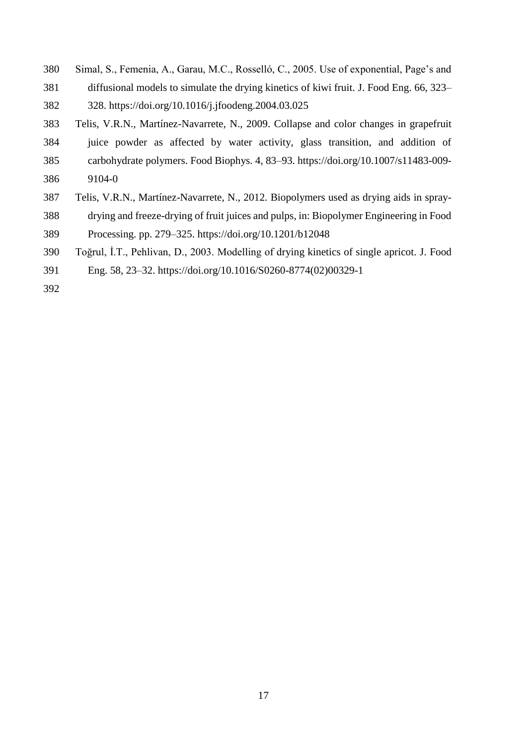Simal, S., Femenia, A., Garau, M.C., Rosselló, C., 2005. Use of exponential, Page's and diffusional models to simulate the drying kinetics of kiwi fruit. J. Food Eng. 66, 323–328. https://doi.org/10.1016/j.jfoodeng.2004.03.025

Telis, V.R.N., Martínez-Navarrete, N., 2009. Collapse and color changes in grapefruit juice powder as affected by water activity, glass transition, and addition of carbohydrate polymers. Food Biophys. 4, 83–93. https://doi.org/10.1007/s11483-009-9104-0

Telis, V.R.N., Martínez-Navarrete, N., 2012. Biopolymers used as drying aids in spray-drying and freeze-drying of fruit juices and pulps, in: Biopolymer Engineering in Food Processing. pp. 279–325. https://doi.org/10.1201/b12048

Toğrul, İ.T., Pehlivan, D., 2003. Modelling of drying kinetics of single apricot. J. Food Eng. 58, 23–32. https://doi.org/10.1016/S0260-8774(02)00329-1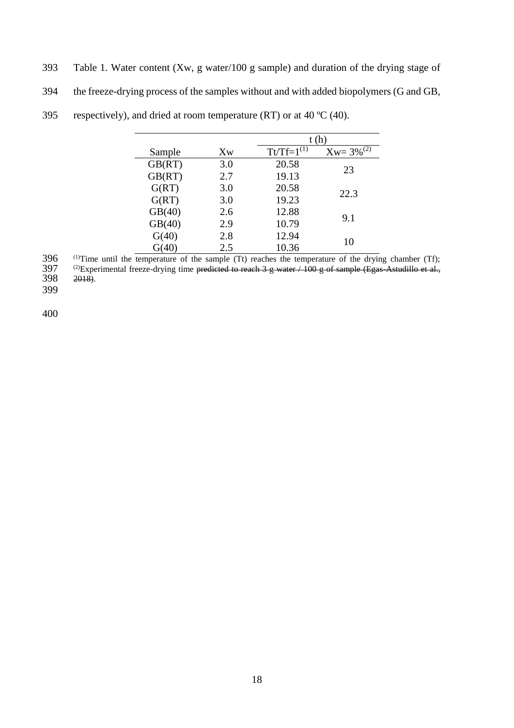Table 1. Water content (Xw, g water/100 g sample) and duration of the drying stage of the freeze-drying process of the samples without and with added biopolymers (G and GB, respectively), and dried at room temperature (RT) or at 40 ºC (40).

| | | t (h) | |
|---|---|---|---|
| Sample | Xw | Tt/Tf=1[(1)] | Xw= 3%[(2)] |
| GB(RT) | 3.0 | 20.58 | 23 |
| GB(RT) | 2.7 | 19.13 | |
| G(RT) | 3.0 | 20.58 | 22.3 |
| G(RT) | 3.0 | 19.23 | |
| GB(40) | 2.6 | 12.88 | 9.1 |
| GB(40) | 2.9 | 10.79 | |
| G(40) | 2.8 | 12.94 | 10 |
| G(40) | 2.5 | 10.36 | |

[(1)]Time until the temperature of the sample (Tt) reaches the temperature of the drying chamber (Tf); [(2)]Experimental freeze-drying time ~~predicted to reach 3 g water / 100 g of sample (Egas-Astudillo et al., 2018)~~.